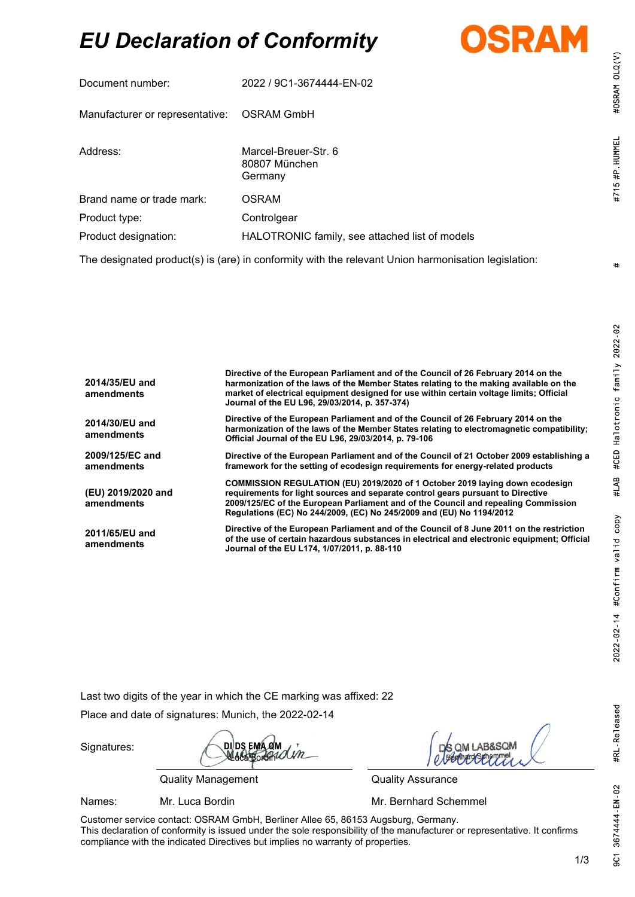# *EU Declaration of Conformity*

OSRAM

| | |
|---|---|
| Document number: | 2022 / 9C1-3674444-EN-02 |
| Manufacturer or representative: | OSRAM GmbH |
| Address: | Marcel-Breuer-Str. 6<br>80807 München<br>Germany |
| Brand name or trade mark: | OSRAM |
| Product type: | Controlgear |
| Product designation: | HALOTRONIC family, see attached list of models |

The designated product(s) is (are) in conformity with the relevant Union harmonisation legislation:

| | |
|---|---|
| **2014/35/EU and amendments** | **Directive of the European Parliament and of the Council of 26 February 2014 on the harmonization of the laws of the Member States relating to the making available on the market of electrical equipment designed for use within certain voltage limits; Official Journal of the EU L96, 29/03/2014, p. 357-374)** |
| **2014/30/EU and amendments** | **Directive of the European Parliament and of the Council of 26 February 2014 on the harmonization of the laws of the Member States relating to electromagnetic compatibility; Official Journal of the EU L96, 29/03/2014, p. 79-106** |
| **2009/125/EC and amendments** | **Directive of the European Parliament and of the Council of 21 October 2009 establishing a framework for the setting of ecodesign requirements for energy-related products** |
| **(EU) 2019/2020 and amendments** | **COMMISSION REGULATION (EU) 2019/2020 of 1 October 2019 laying down ecodesign requirements for light sources and separate control gears pursuant to Directive 2009/125/EC of the European Parliament and of the Council and repealing Commission Regulations (EC) No 244/2009, (EC) No 245/2009 and (EU) No 1194/2012** |
| **2011/65/EU and amendments** | **Directive of the European Parliament and of the Council of 8 June 2011 on the restriction of the use of certain hazardous substances in electrical and electronic equipment; Official Journal of the EU L174, 1/07/2011, p. 88-110** |

Last two digits of the year in which the CE marking was affixed: 22

Place and date of signatures: Munich, the 2022-02-14

| | | |
|---|---|---|
| Signatures: | DI DS EMA QM<br>Luca Bordin | DS QM LAB&SQM<br>Bernhard Schemmel |
| | Quality Management | Quality Assurance |
| Names: | Mr. Luca Bordin | Mr. Bernhard Schemmel |

Customer service contact: OSRAM GmbH, Berliner Allee 65, 86153 Augsburg, Germany.
This declaration of conformity is issued under the sole responsibility of the manufacturer or representative. It confirms compliance with the indicated Directives but implies no warranty of properties.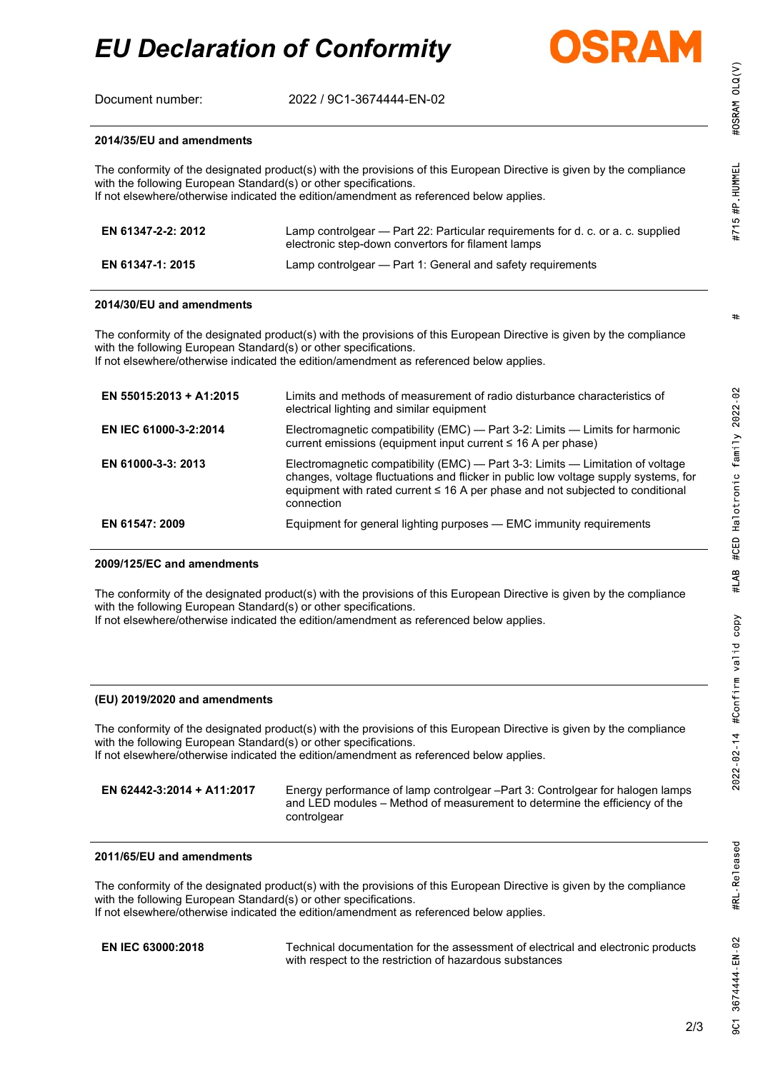# EU Declaration of Conformity

Document number: 2022 / 9C1-3674444-EN-02

---

**2014/35/EU and amendments**

The conformity of the designated product(s) with the provisions of this European Directive is given by the compliance with the following European Standard(s) or other specifications.
If not elsewhere/otherwise indicated the edition/amendment as referenced below applies.

| | |
|---|---|
| **EN 61347-2-2: 2012** | Lamp controlgear — Part 22: Particular requirements for d. c. or a. c. supplied electronic step-down convertors for filament lamps |
| **EN 61347-1: 2015** | Lamp controlgear — Part 1: General and safety requirements |

---

**2014/30/EU and amendments**

The conformity of the designated product(s) with the provisions of this European Directive is given by the compliance with the following European Standard(s) or other specifications.
If not elsewhere/otherwise indicated the edition/amendment as referenced below applies.

| | |
|---|---|
| **EN 55015:2013 + A1:2015** | Limits and methods of measurement of radio disturbance characteristics of electrical lighting and similar equipment |
| **EN IEC 61000-3-2:2014** | Electromagnetic compatibility (EMC) — Part 3-2: Limits — Limits for harmonic current emissions (equipment input current ≤ 16 A per phase) |
| **EN 61000-3-3: 2013** | Electromagnetic compatibility (EMC) — Part 3-3: Limits — Limitation of voltage changes, voltage fluctuations and flicker in public low voltage supply systems, for equipment with rated current ≤ 16 A per phase and not subjected to conditional connection |
| **EN 61547: 2009** | Equipment for general lighting purposes — EMC immunity requirements |

---

**2009/125/EC and amendments**

The conformity of the designated product(s) with the provisions of this European Directive is given by the compliance with the following European Standard(s) or other specifications.
If not elsewhere/otherwise indicated the edition/amendment as referenced below applies.

---

**(EU) 2019/2020 and amendments**

The conformity of the designated product(s) with the provisions of this European Directive is given by the compliance with the following European Standard(s) or other specifications.
If not elsewhere/otherwise indicated the edition/amendment as referenced below applies.

| | |
|---|---|
| **EN 62442-3:2014 + A11:2017** | Energy performance of lamp controlgear –Part 3: Controlgear for halogen lamps and LED modules – Method of measurement to determine the efficiency of the controlgear |

---

**2011/65/EU and amendments**

The conformity of the designated product(s) with the provisions of this European Directive is given by the compliance with the following European Standard(s) or other specifications.
If not elsewhere/otherwise indicated the edition/amendment as referenced below applies.

| | |
|---|---|
| **EN IEC 63000:2018** | Technical documentation for the assessment of electrical and electronic products with respect to the restriction of hazardous substances |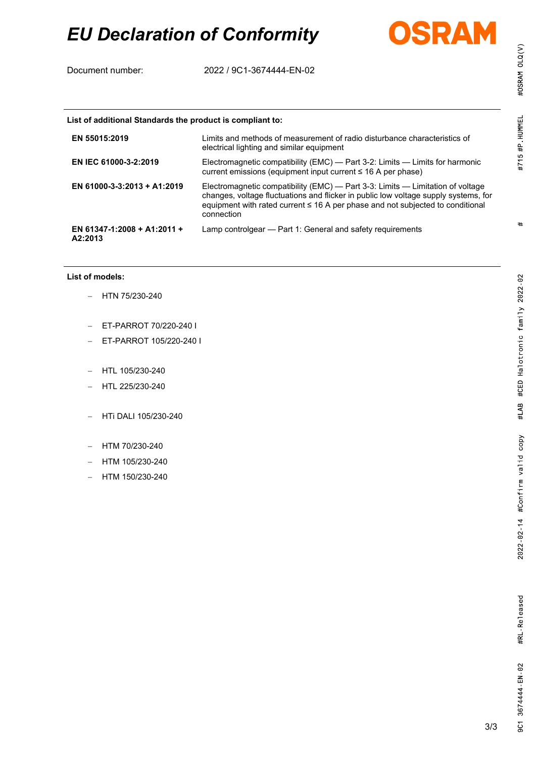# EU Declaration of Conformity

Document number: 2022 / 9C1-3674444-EN-02

**List of additional Standards the product is compliant to:**

| | |
|---|---|
| **EN 55015:2019** | Limits and methods of measurement of radio disturbance characteristics of electrical lighting and similar equipment |
| **EN IEC 61000-3-2:2019** | Electromagnetic compatibility (EMC) — Part 3-2: Limits — Limits for harmonic current emissions (equipment input current ≤ 16 A per phase) |
| **EN 61000-3-3:2013 + A1:2019** | Electromagnetic compatibility (EMC) — Part 3-3: Limits — Limitation of voltage changes, voltage fluctuations and flicker in public low voltage supply systems, for equipment with rated current ≤ 16 A per phase and not subjected to conditional connection |
| **EN 61347-1:2008 + A1:2011 + A2:2013** | Lamp controlgear — Part 1: General and safety requirements |

**List of models:**

- HTN 75/230-240

- ET-PARROT 70/220-240 I
- ET-PARROT 105/220-240 I

- HTL 105/230-240
- HTL 225/230-240

- HTi DALI 105/230-240

- HTM 70/230-240
- HTM 105/230-240
- HTM 150/230-240